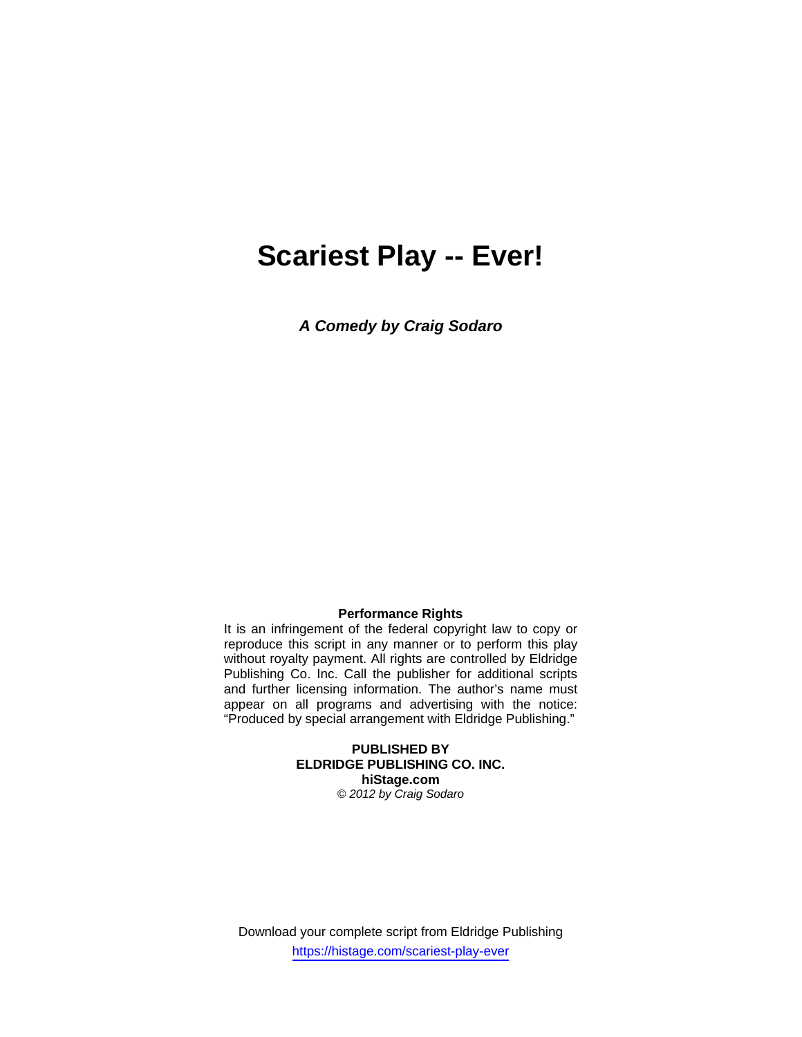# Scariest Play -- Ever!

***A Comedy by Craig Sodaro***

**Performance Rights**

It is an infringement of the federal copyright law to copy or reproduce this script in any manner or to perform this play without royalty payment. All rights are controlled by Eldridge Publishing Co. Inc. Call the publisher for additional scripts and further licensing information. The author's name must appear on all programs and advertising with the notice: "Produced by special arrangement with Eldridge Publishing."

**PUBLISHED BY**
**ELDRIDGE PUBLISHING CO. INC.**
**hiStage.com**
*© 2012 by Craig Sodaro*

Download your complete script from Eldridge Publishing
https://histage.com/scariest-play-ever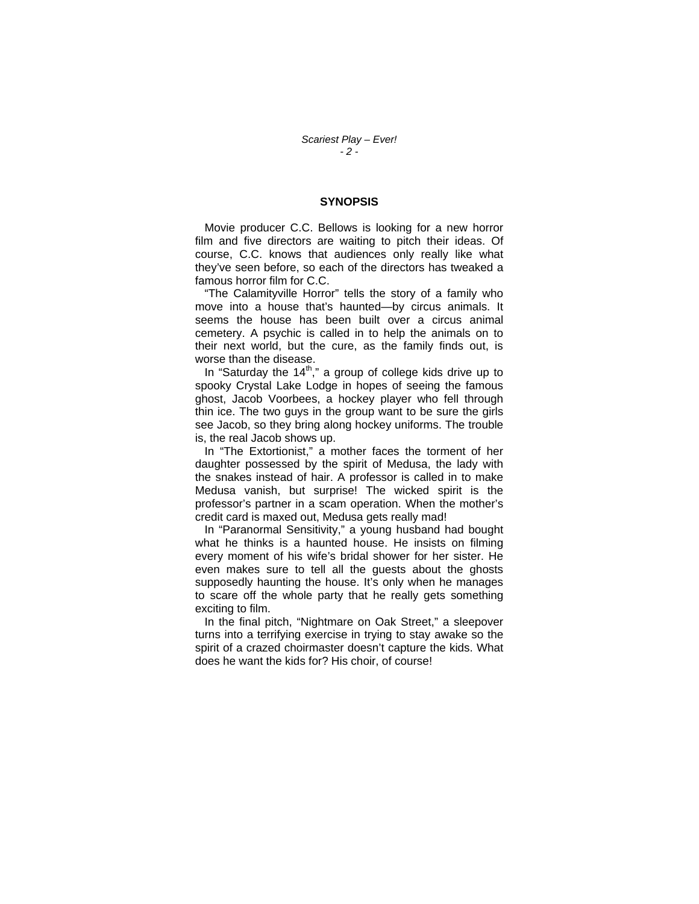## SYNOPSIS

Movie producer C.C. Bellows is looking for a new horror film and five directors are waiting to pitch their ideas. Of course, C.C. knows that audiences only really like what they've seen before, so each of the directors has tweaked a famous horror film for C.C.

"The Calamityville Horror" tells the story of a family who move into a house that's haunted—by circus animals. It seems the house has been built over a circus animal cemetery. A psychic is called in to help the animals on to their next world, but the cure, as the family finds out, is worse than the disease.

In "Saturday the 14th," a group of college kids drive up to spooky Crystal Lake Lodge in hopes of seeing the famous ghost, Jacob Voorbees, a hockey player who fell through thin ice. The two guys in the group want to be sure the girls see Jacob, so they bring along hockey uniforms. The trouble is, the real Jacob shows up.

In "The Extortionist," a mother faces the torment of her daughter possessed by the spirit of Medusa, the lady with the snakes instead of hair. A professor is called in to make Medusa vanish, but surprise! The wicked spirit is the professor's partner in a scam operation. When the mother's credit card is maxed out, Medusa gets really mad!

In "Paranormal Sensitivity," a young husband had bought what he thinks is a haunted house. He insists on filming every moment of his wife's bridal shower for her sister. He even makes sure to tell all the guests about the ghosts supposedly haunting the house. It's only when he manages to scare off the whole party that he really gets something exciting to film.

In the final pitch, "Nightmare on Oak Street," a sleepover turns into a terrifying exercise in trying to stay awake so the spirit of a crazed choirmaster doesn't capture the kids. What does he want the kids for? His choir, of course!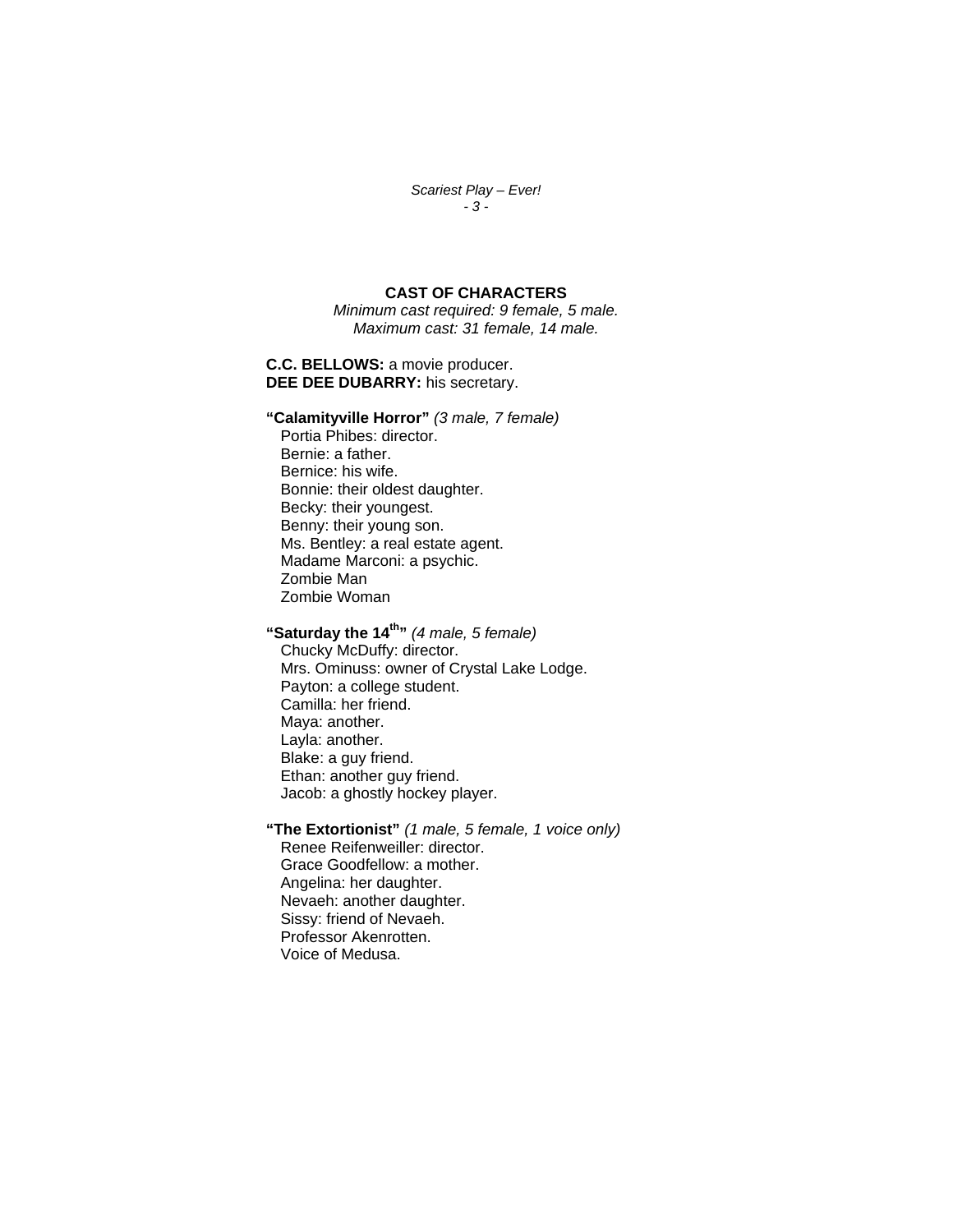## CAST OF CHARACTERS

*Minimum cast required: 9 female, 5 male.*
*Maximum cast: 31 female, 14 male.*

**C.C. BELLOWS:** a movie producer.
**DEE DEE DUBARRY:** his secretary.

**"Calamityville Horror"** *(3 male, 7 female)*
Portia Phibes: director.
Bernie: a father.
Bernice: his wife.
Bonnie: their oldest daughter.
Becky: their youngest.
Benny: their young son.
Ms. Bentley: a real estate agent.
Madame Marconi: a psychic.
Zombie Man
Zombie Woman

**"Saturday the 14th"** *(4 male, 5 female)*
Chucky McDuffy: director.
Mrs. Ominuss: owner of Crystal Lake Lodge.
Payton: a college student.
Camilla: her friend.
Maya: another.
Layla: another.
Blake: a guy friend.
Ethan: another guy friend.
Jacob: a ghostly hockey player.

**"The Extortionist"** *(1 male, 5 female, 1 voice only)*
Renee Reifenweiller: director.
Grace Goodfellow: a mother.
Angelina: her daughter.
Nevaeh: another daughter.
Sissy: friend of Nevaeh.
Professor Akenrotten.
Voice of Medusa.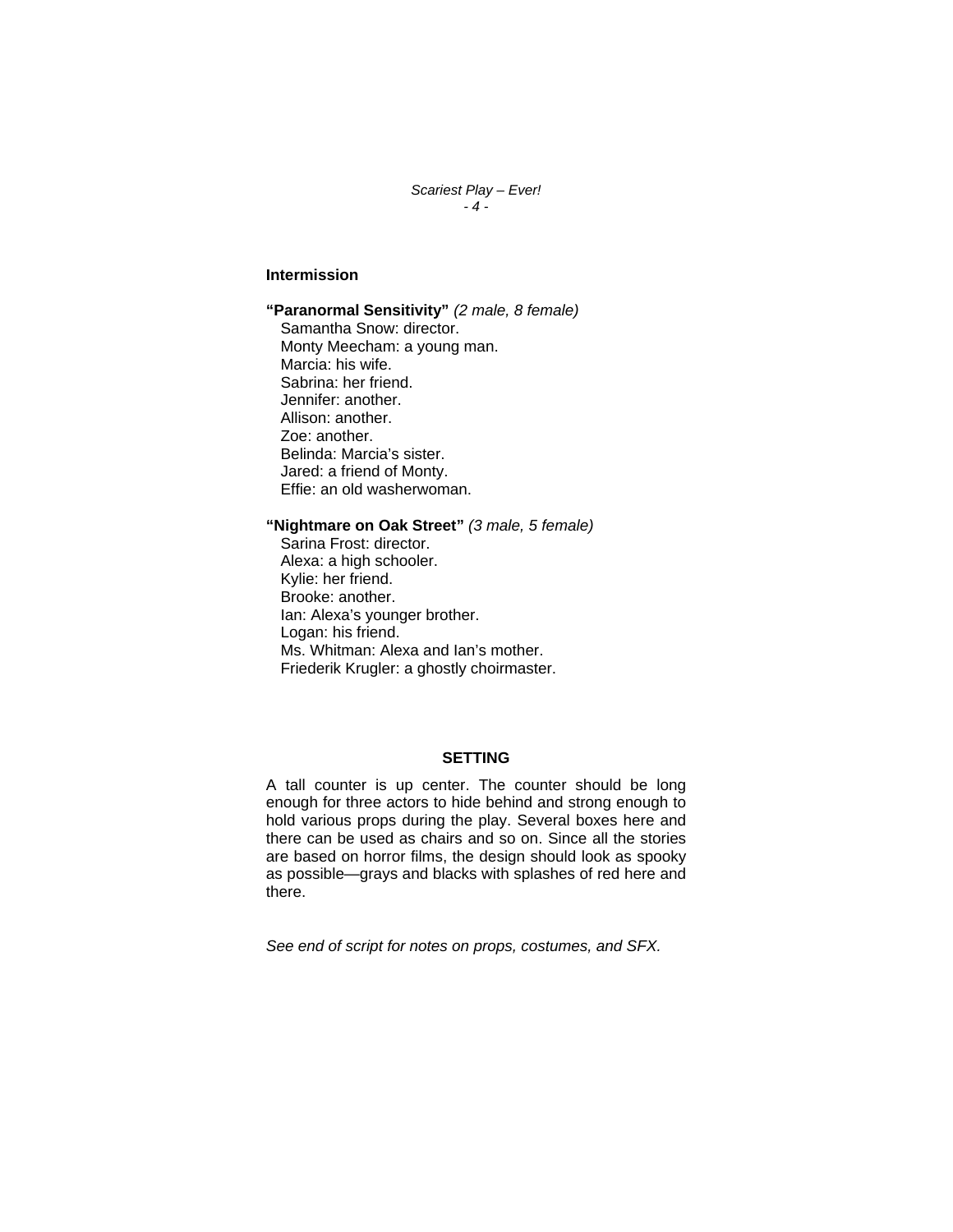**Intermission**

**"Paranormal Sensitivity"** *(2 male, 8 female)*
Samantha Snow: director.
Monty Meecham: a young man.
Marcia: his wife.
Sabrina: her friend.
Jennifer: another.
Allison: another.
Zoe: another.
Belinda: Marcia's sister.
Jared: a friend of Monty.
Effie: an old washerwoman.

**"Nightmare on Oak Street"** *(3 male, 5 female)*
Sarina Frost: director.
Alexa: a high schooler.
Kylie: her friend.
Brooke: another.
Ian: Alexa's younger brother.
Logan: his friend.
Ms. Whitman: Alexa and Ian's mother.
Friederik Krugler: a ghostly choirmaster.

## SETTING

A tall counter is up center. The counter should be long enough for three actors to hide behind and strong enough to hold various props during the play. Several boxes here and there can be used as chairs and so on. Since all the stories are based on horror films, the design should look as spooky as possible—grays and blacks with splashes of red here and there.

*See end of script for notes on props, costumes, and SFX.*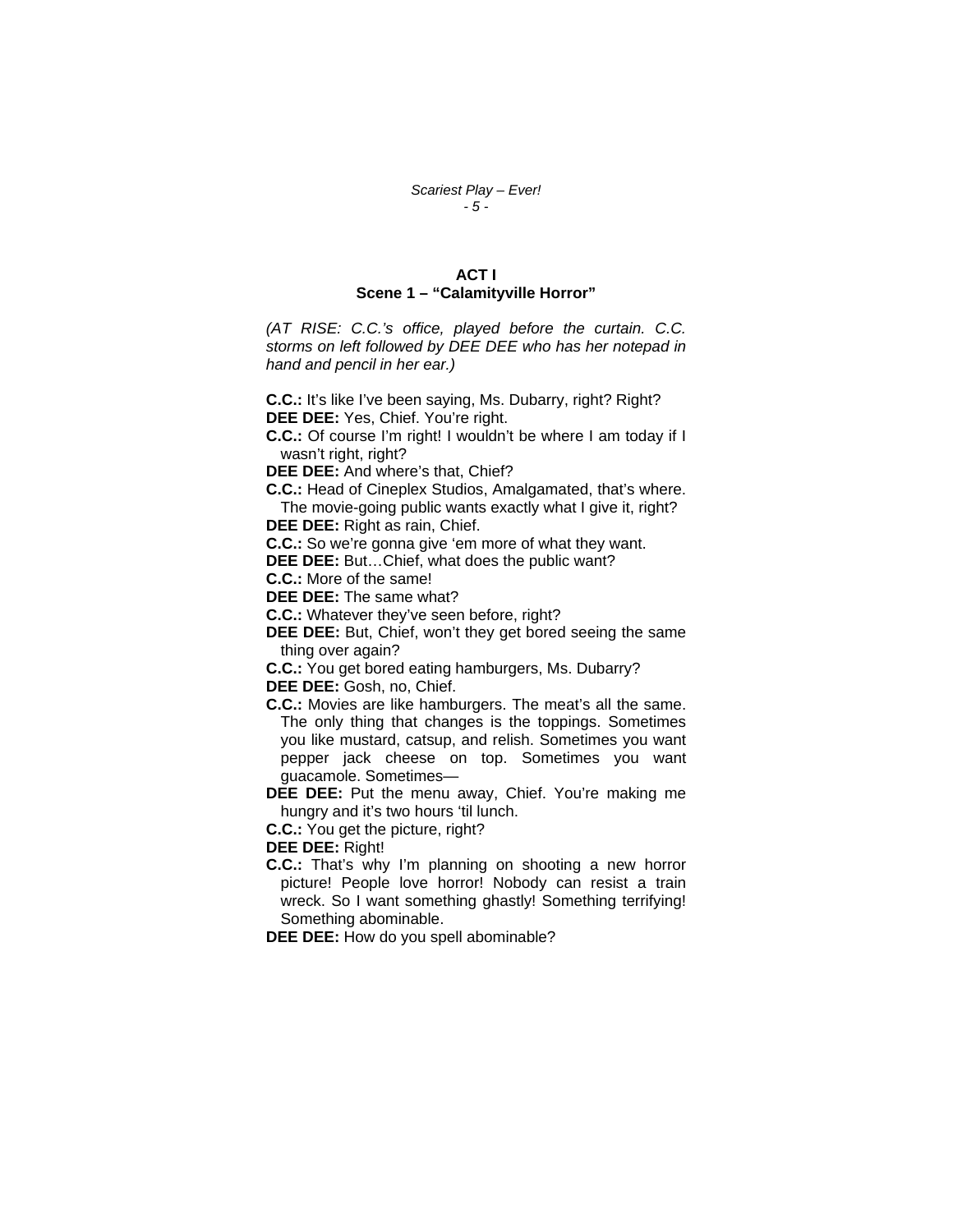## ACT I
### Scene 1 – "Calamityville Horror"

*(AT RISE: C.C.'s office, played before the curtain. C.C. storms on left followed by DEE DEE who has her notepad in hand and pencil in her ear.)*

**C.C.:** It's like I've been saying, Ms. Dubarry, right? Right?

**DEE DEE:** Yes, Chief. You're right.

**C.C.:** Of course I'm right! I wouldn't be where I am today if I wasn't right, right?

**DEE DEE:** And where's that, Chief?

**C.C.:** Head of Cineplex Studios, Amalgamated, that's where. The movie-going public wants exactly what I give it, right?

**DEE DEE:** Right as rain, Chief.

**C.C.:** So we're gonna give 'em more of what they want.

**DEE DEE:** But…Chief, what does the public want?

**C.C.:** More of the same!

**DEE DEE:** The same what?

**C.C.:** Whatever they've seen before, right?

**DEE DEE:** But, Chief, won't they get bored seeing the same thing over again?

**C.C.:** You get bored eating hamburgers, Ms. Dubarry?

**DEE DEE:** Gosh, no, Chief.

**C.C.:** Movies are like hamburgers. The meat's all the same. The only thing that changes is the toppings. Sometimes you like mustard, catsup, and relish. Sometimes you want pepper jack cheese on top. Sometimes you want guacamole. Sometimes—

**DEE DEE:** Put the menu away, Chief. You're making me hungry and it's two hours 'til lunch.

**C.C.:** You get the picture, right?

**DEE DEE:** Right!

**C.C.:** That's why I'm planning on shooting a new horror picture! People love horror! Nobody can resist a train wreck. So I want something ghastly! Something terrifying! Something abominable.

**DEE DEE:** How do you spell abominable?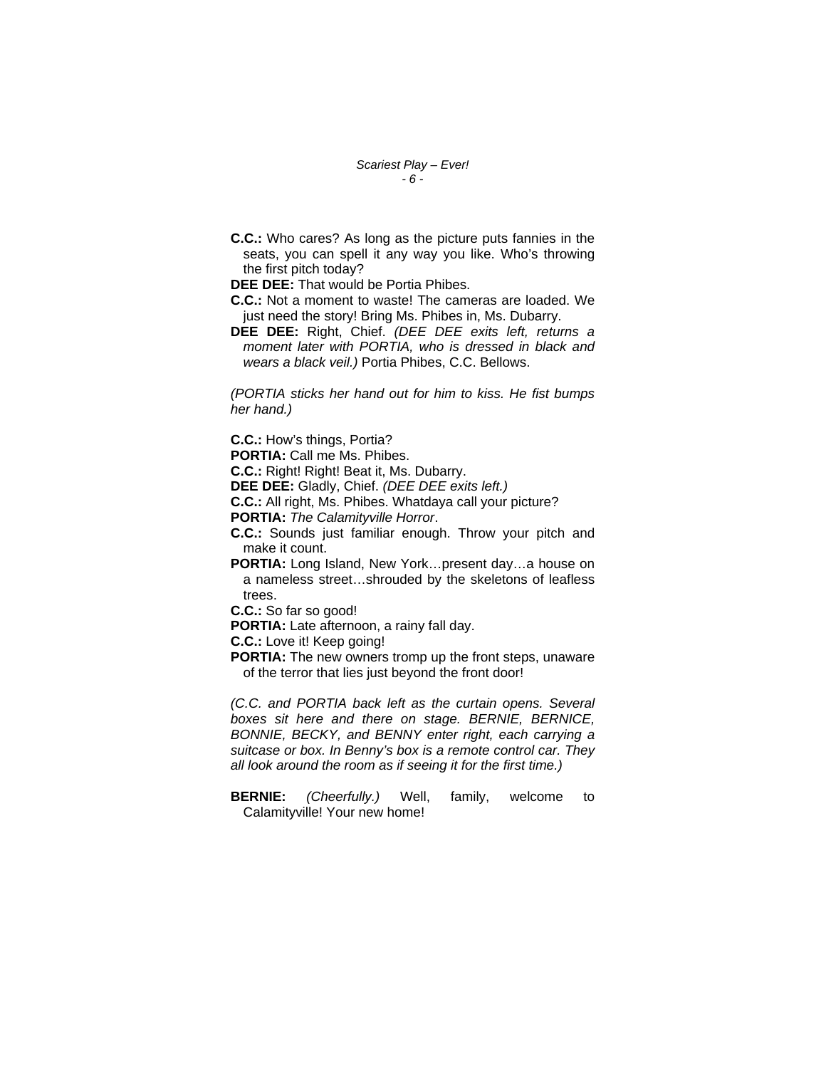**C.C.:** Who cares? As long as the picture puts fannies in the seats, you can spell it any way you like. Who's throwing the first pitch today?

**DEE DEE:** That would be Portia Phibes.

**C.C.:** Not a moment to waste! The cameras are loaded. We just need the story! Bring Ms. Phibes in, Ms. Dubarry.

**DEE DEE:** Right, Chief. *(DEE DEE exits left, returns a moment later with PORTIA, who is dressed in black and wears a black veil.)* Portia Phibes, C.C. Bellows.

*(PORTIA sticks her hand out for him to kiss. He fist bumps her hand.)*

**C.C.:** How's things, Portia?

**PORTIA:** Call me Ms. Phibes.

**C.C.:** Right! Right! Beat it, Ms. Dubarry.

**DEE DEE:** Gladly, Chief. *(DEE DEE exits left.)*

**C.C.:** All right, Ms. Phibes. Whatdaya call your picture?

**PORTIA:** *The Calamityville Horror*.

**C.C.:** Sounds just familiar enough. Throw your pitch and make it count.

**PORTIA:** Long Island, New York…present day…a house on a nameless street…shrouded by the skeletons of leafless trees.

**C.C.:** So far so good!

**PORTIA:** Late afternoon, a rainy fall day.

**C.C.:** Love it! Keep going!

**PORTIA:** The new owners tromp up the front steps, unaware of the terror that lies just beyond the front door!

*(C.C. and PORTIA back left as the curtain opens. Several boxes sit here and there on stage. BERNIE, BERNICE, BONNIE, BECKY, and BENNY enter right, each carrying a suitcase or box. In Benny's box is a remote control car. They all look around the room as if seeing it for the first time.)*

**BERNIE:** *(Cheerfully.)* Well, family, welcome to Calamityville! Your new home!